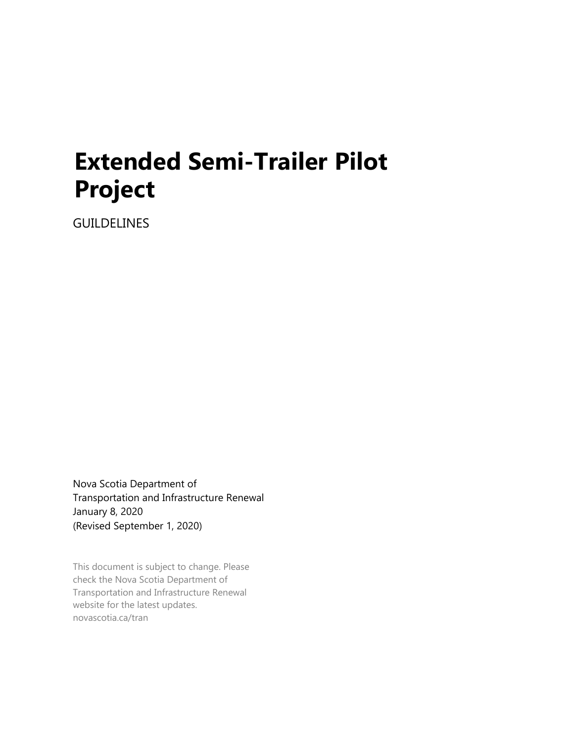# Extended Semi-Trailer Pilot Project

GUILDELINES

Nova Scotia Department of
Transportation and Infrastructure Renewal
January 8, 2020
(Revised September 1, 2020)

This document is subject to change. Please check the Nova Scotia Department of Transportation and Infrastructure Renewal website for the latest updates.
novascotia.ca/tran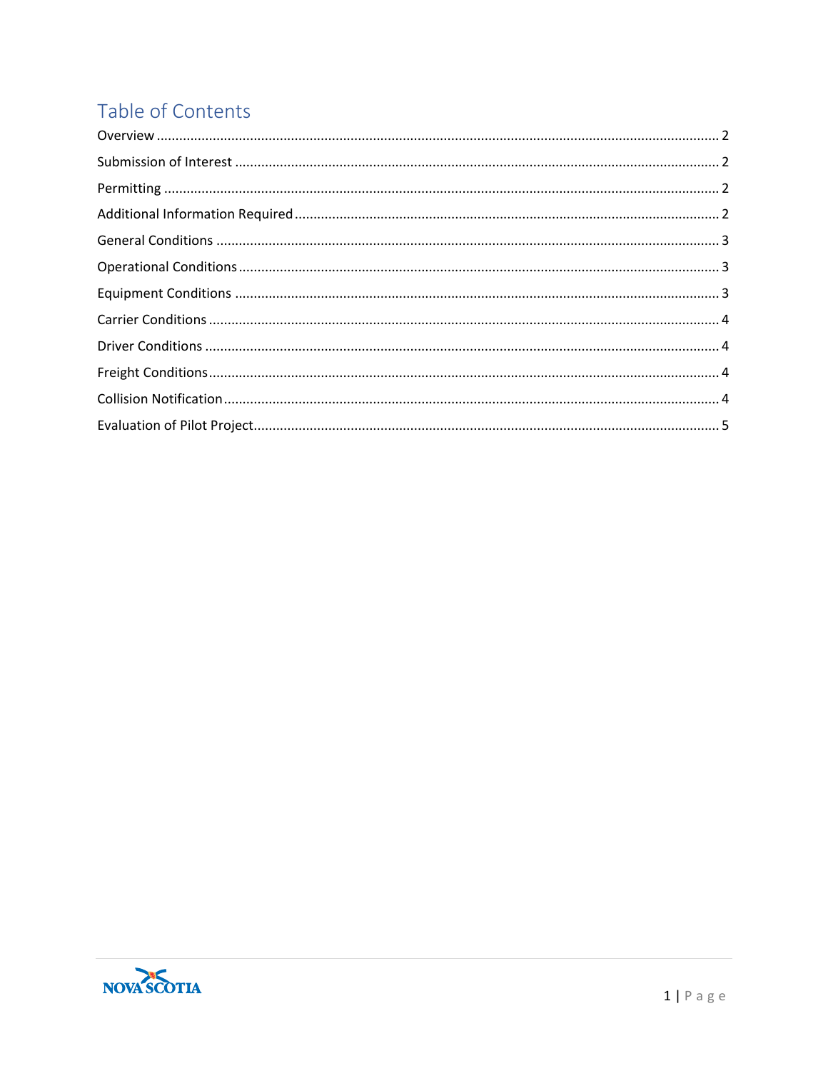# Table of Contents

Overview ........................................................................................................................................ 2

Submission of Interest .................................................................................................................. 2

Permitting ...................................................................................................................................... 2

Additional Information Required .................................................................................................. 2

General Conditions ........................................................................................................................ 3

Operational Conditions ................................................................................................................. 3

Equipment Conditions .................................................................................................................. 3

Carrier Conditions ......................................................................................................................... 4

Driver Conditions .......................................................................................................................... 4

Freight Conditions ......................................................................................................................... 4

Collision Notification ..................................................................................................................... 4

Evaluation of Pilot Project ............................................................................................................. 5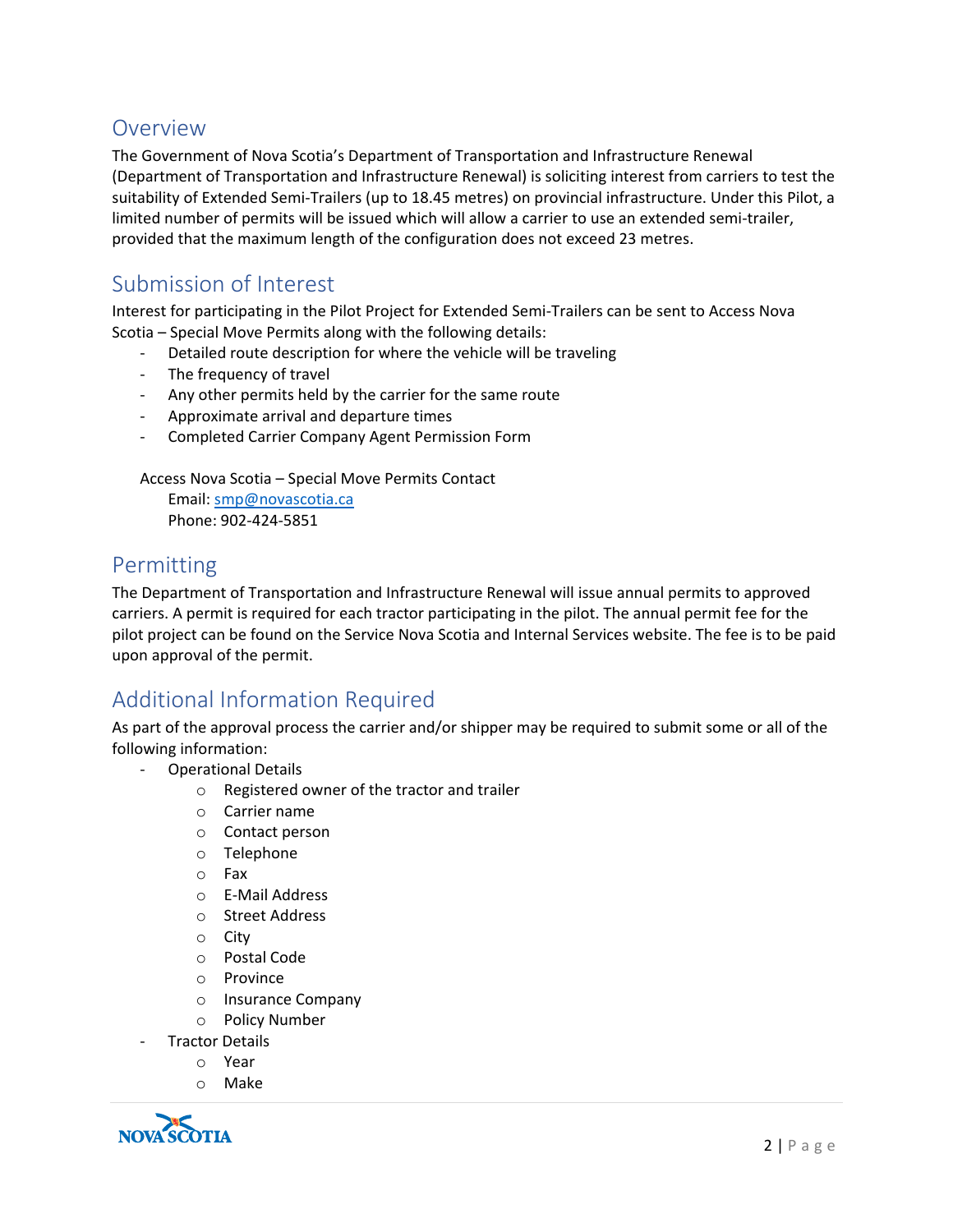## Overview

The Government of Nova Scotia's Department of Transportation and Infrastructure Renewal (Department of Transportation and Infrastructure Renewal) is soliciting interest from carriers to test the suitability of Extended Semi-Trailers (up to 18.45 metres) on provincial infrastructure. Under this Pilot, a limited number of permits will be issued which will allow a carrier to use an extended semi-trailer, provided that the maximum length of the configuration does not exceed 23 metres.

## Submission of Interest

Interest for participating in the Pilot Project for Extended Semi-Trailers can be sent to Access Nova Scotia – Special Move Permits along with the following details:

- Detailed route description for where the vehicle will be traveling
- The frequency of travel
- Any other permits held by the carrier for the same route
- Approximate arrival and departure times
- Completed Carrier Company Agent Permission Form

Access Nova Scotia – Special Move Permits Contact
Email: smp@novascotia.ca
Phone: 902-424-5851

## Permitting

The Department of Transportation and Infrastructure Renewal will issue annual permits to approved carriers. A permit is required for each tractor participating in the pilot. The annual permit fee for the pilot project can be found on the Service Nova Scotia and Internal Services website. The fee is to be paid upon approval of the permit.

## Additional Information Required

As part of the approval process the carrier and/or shipper may be required to submit some or all of the following information:

- Operational Details
  - Registered owner of the tractor and trailer
  - Carrier name
  - Contact person
  - Telephone
  - Fax
  - E-Mail Address
  - Street Address
  - City
  - Postal Code
  - Province
  - Insurance Company
  - Policy Number
- Tractor Details
  - Year
  - Make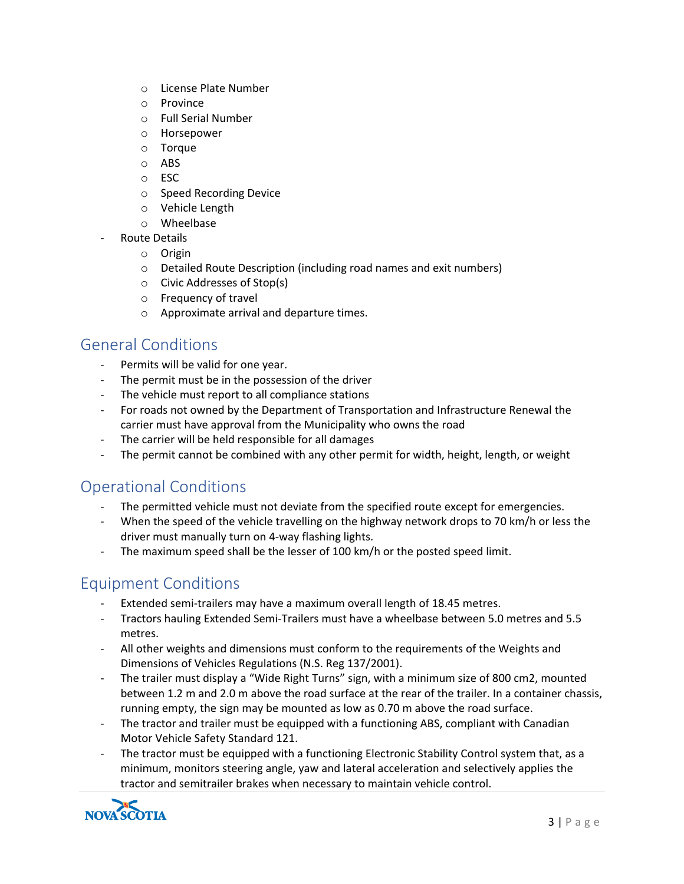- License Plate Number
  - Province
  - Full Serial Number
  - Horsepower
  - Torque
  - ABS
  - ESC
  - Speed Recording Device
  - Vehicle Length
  - Wheelbase
- Route Details
  - Origin
  - Detailed Route Description (including road names and exit numbers)
  - Civic Addresses of Stop(s)
  - Frequency of travel
  - Approximate arrival and departure times.

## General Conditions

- Permits will be valid for one year.
- The permit must be in the possession of the driver
- The vehicle must report to all compliance stations
- For roads not owned by the Department of Transportation and Infrastructure Renewal the carrier must have approval from the Municipality who owns the road
- The carrier will be held responsible for all damages
- The permit cannot be combined with any other permit for width, height, length, or weight

## Operational Conditions

- The permitted vehicle must not deviate from the specified route except for emergencies.
- When the speed of the vehicle travelling on the highway network drops to 70 km/h or less the driver must manually turn on 4-way flashing lights.
- The maximum speed shall be the lesser of 100 km/h or the posted speed limit.

## Equipment Conditions

- Extended semi-trailers may have a maximum overall length of 18.45 metres.
- Tractors hauling Extended Semi-Trailers must have a wheelbase between 5.0 metres and 5.5 metres.
- All other weights and dimensions must conform to the requirements of the Weights and Dimensions of Vehicles Regulations (N.S. Reg 137/2001).
- The trailer must display a "Wide Right Turns" sign, with a minimum size of 800 cm2, mounted between 1.2 m and 2.0 m above the road surface at the rear of the trailer. In a container chassis, running empty, the sign may be mounted as low as 0.70 m above the road surface.
- The tractor and trailer must be equipped with a functioning ABS, compliant with Canadian Motor Vehicle Safety Standard 121.
- The tractor must be equipped with a functioning Electronic Stability Control system that, as a minimum, monitors steering angle, yaw and lateral acceleration and selectively applies the tractor and semitrailer brakes when necessary to maintain vehicle control.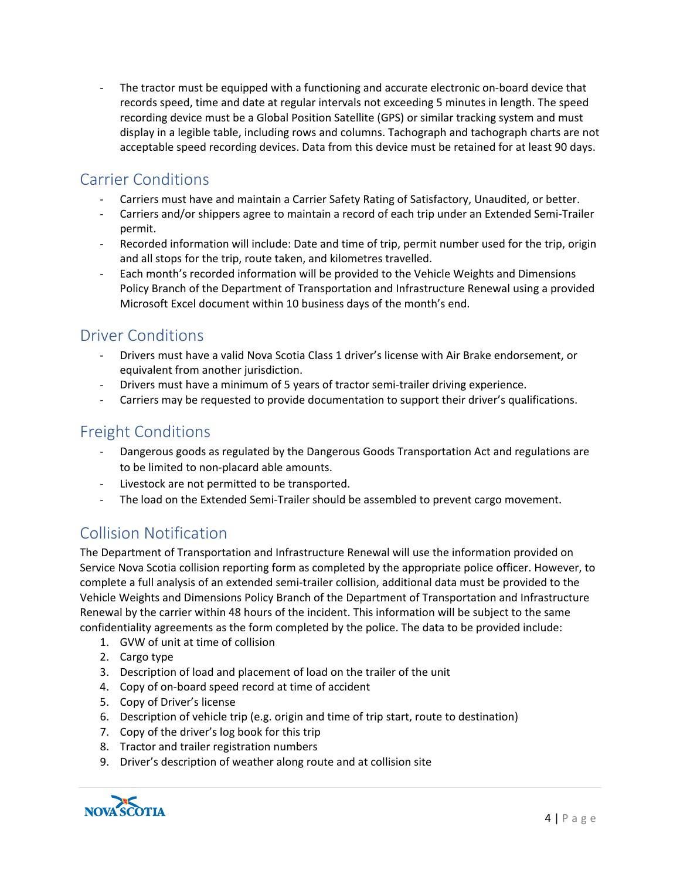- The tractor must be equipped with a functioning and accurate electronic on-board device that records speed, time and date at regular intervals not exceeding 5 minutes in length. The speed recording device must be a Global Position Satellite (GPS) or similar tracking system and must display in a legible table, including rows and columns. Tachograph and tachograph charts are not acceptable speed recording devices. Data from this device must be retained for at least 90 days.

## Carrier Conditions

- Carriers must have and maintain a Carrier Safety Rating of Satisfactory, Unaudited, or better.
- Carriers and/or shippers agree to maintain a record of each trip under an Extended Semi-Trailer permit.
- Recorded information will include: Date and time of trip, permit number used for the trip, origin and all stops for the trip, route taken, and kilometres travelled.
- Each month's recorded information will be provided to the Vehicle Weights and Dimensions Policy Branch of the Department of Transportation and Infrastructure Renewal using a provided Microsoft Excel document within 10 business days of the month's end.

## Driver Conditions

- Drivers must have a valid Nova Scotia Class 1 driver's license with Air Brake endorsement, or equivalent from another jurisdiction.
- Drivers must have a minimum of 5 years of tractor semi-trailer driving experience.
- Carriers may be requested to provide documentation to support their driver's qualifications.

## Freight Conditions

- Dangerous goods as regulated by the Dangerous Goods Transportation Act and regulations are to be limited to non-placard able amounts.
- Livestock are not permitted to be transported.
- The load on the Extended Semi-Trailer should be assembled to prevent cargo movement.

## Collision Notification

The Department of Transportation and Infrastructure Renewal will use the information provided on Service Nova Scotia collision reporting form as completed by the appropriate police officer. However, to complete a full analysis of an extended semi-trailer collision, additional data must be provided to the Vehicle Weights and Dimensions Policy Branch of the Department of Transportation and Infrastructure Renewal by the carrier within 48 hours of the incident. This information will be subject to the same confidentiality agreements as the form completed by the police. The data to be provided include:

1. GVW of unit at time of collision
2. Cargo type
3. Description of load and placement of load on the trailer of the unit
4. Copy of on-board speed record at time of accident
5. Copy of Driver's license
6. Description of vehicle trip (e.g. origin and time of trip start, route to destination)
7. Copy of the driver's log book for this trip
8. Tractor and trailer registration numbers
9. Driver's description of weather along route and at collision site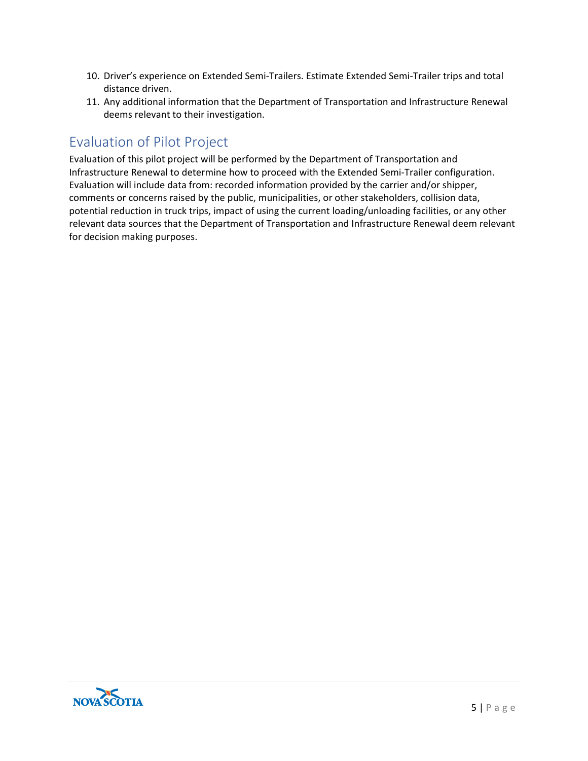10. Driver's experience on Extended Semi-Trailers. Estimate Extended Semi-Trailer trips and total distance driven.
11. Any additional information that the Department of Transportation and Infrastructure Renewal deems relevant to their investigation.

## Evaluation of Pilot Project

Evaluation of this pilot project will be performed by the Department of Transportation and Infrastructure Renewal to determine how to proceed with the Extended Semi-Trailer configuration. Evaluation will include data from: recorded information provided by the carrier and/or shipper, comments or concerns raised by the public, municipalities, or other stakeholders, collision data, potential reduction in truck trips, impact of using the current loading/unloading facilities, or any other relevant data sources that the Department of Transportation and Infrastructure Renewal deem relevant for decision making purposes.